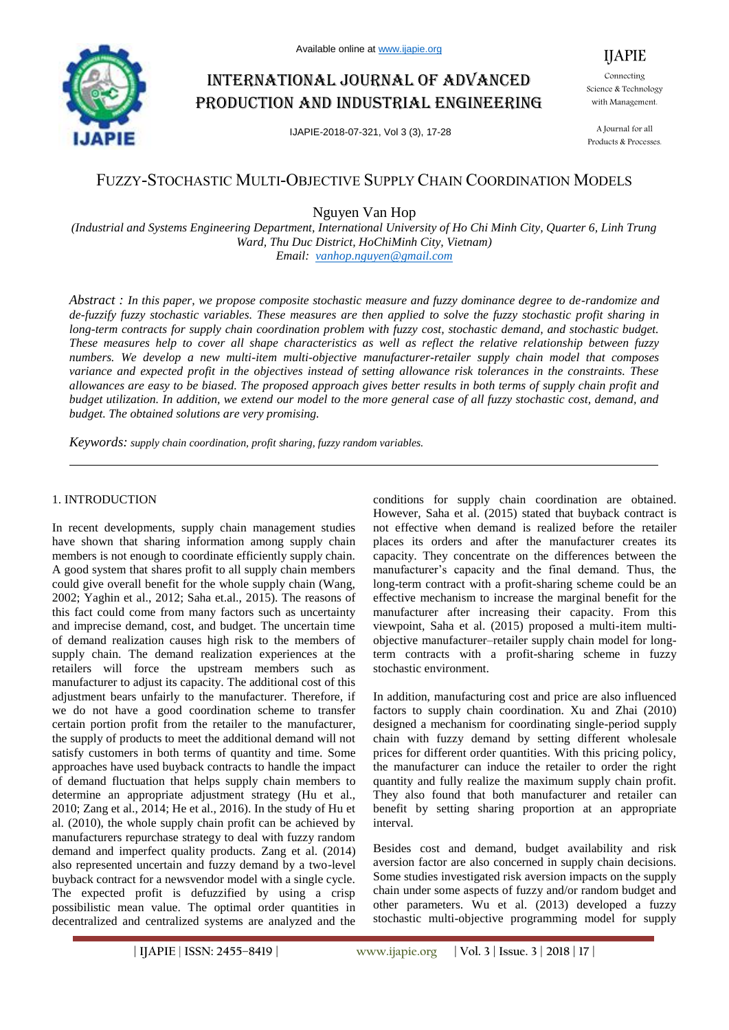# Fuzzy-Stochastic Multi-Objective Supply Chain Coordination Models

Nguyen Van Hop

*(Industrial and Systems Engineering Department, International University of Ho Chi Minh City, Quarter 6, Linh Trung Ward, Thu Duc District, HoChiMinh City, Vietnam)*
*Email: vanhop.nguyen@gmail.com*

*Abstract : In this paper, we propose composite stochastic measure and fuzzy dominance degree to de-randomize and de-fuzzify fuzzy stochastic variables. These measures are then applied to solve the fuzzy stochastic profit sharing in long-term contracts for supply chain coordination problem with fuzzy cost, stochastic demand, and stochastic budget. These measures help to cover all shape characteristics as well as reflect the relative relationship between fuzzy numbers. We develop a new multi-item multi-objective manufacturer-retailer supply chain model that composes variance and expected profit in the objectives instead of setting allowance risk tolerances in the constraints. These allowances are easy to be biased. The proposed approach gives better results in both terms of supply chain profit and budget utilization. In addition, we extend our model to the more general case of all fuzzy stochastic cost, demand, and budget. The obtained solutions are very promising.*

*Keywords: supply chain coordination, profit sharing, fuzzy random variables.*

## 1. INTRODUCTION

In recent developments, supply chain management studies have shown that sharing information among supply chain members is not enough to coordinate efficiently supply chain. A good system that shares profit to all supply chain members could give overall benefit for the whole supply chain (Wang, 2002; Yaghin et al., 2012; Saha et.al., 2015). The reasons of this fact could come from many factors such as uncertainty and imprecise demand, cost, and budget. The uncertain time of demand realization causes high risk to the members of supply chain. The demand realization experiences at the retailers will force the upstream members such as manufacturer to adjust its capacity. The additional cost of this adjustment bears unfairly to the manufacturer. Therefore, if we do not have a good coordination scheme to transfer certain portion profit from the retailer to the manufacturer, the supply of products to meet the additional demand will not satisfy customers in both terms of quantity and time. Some approaches have used buyback contracts to handle the impact of demand fluctuation that helps supply chain members to determine an appropriate adjustment strategy (Hu et al., 2010; Zang et al., 2014; He et al., 2016). In the study of Hu et al. (2010), the whole supply chain profit can be achieved by manufacturers repurchase strategy to deal with fuzzy random demand and imperfect quality products. Zang et al. (2014) also represented uncertain and fuzzy demand by a two-level buyback contract for a newsvendor model with a single cycle. The expected profit is defuzzified by using a crisp possibilistic mean value. The optimal order quantities in decentralized and centralized systems are analyzed and the conditions for supply chain coordination are obtained. However, Saha et al. (2015) stated that buyback contract is not effective when demand is realized before the retailer places its orders and after the manufacturer creates its capacity. They concentrate on the differences between the manufacturer's capacity and the final demand. Thus, the long-term contract with a profit-sharing scheme could be an effective mechanism to increase the marginal benefit for the manufacturer after increasing their capacity. From this viewpoint, Saha et al. (2015) proposed a multi-item multi-objective manufacturer–retailer supply chain model for long-term contracts with a profit-sharing scheme in fuzzy stochastic environment.

In addition, manufacturing cost and price are also influenced factors to supply chain coordination. Xu and Zhai (2010) designed a mechanism for coordinating single-period supply chain with fuzzy demand by setting different wholesale prices for different order quantities. With this pricing policy, the manufacturer can induce the retailer to order the right quantity and fully realize the maximum supply chain profit. They also found that both manufacturer and retailer can benefit by setting sharing proportion at an appropriate interval.

Besides cost and demand, budget availability and risk aversion factor are also concerned in supply chain decisions. Some studies investigated risk aversion impacts on the supply chain under some aspects of fuzzy and/or random budget and other parameters. Wu et al. (2013) developed a fuzzy stochastic multi-objective programming model for supply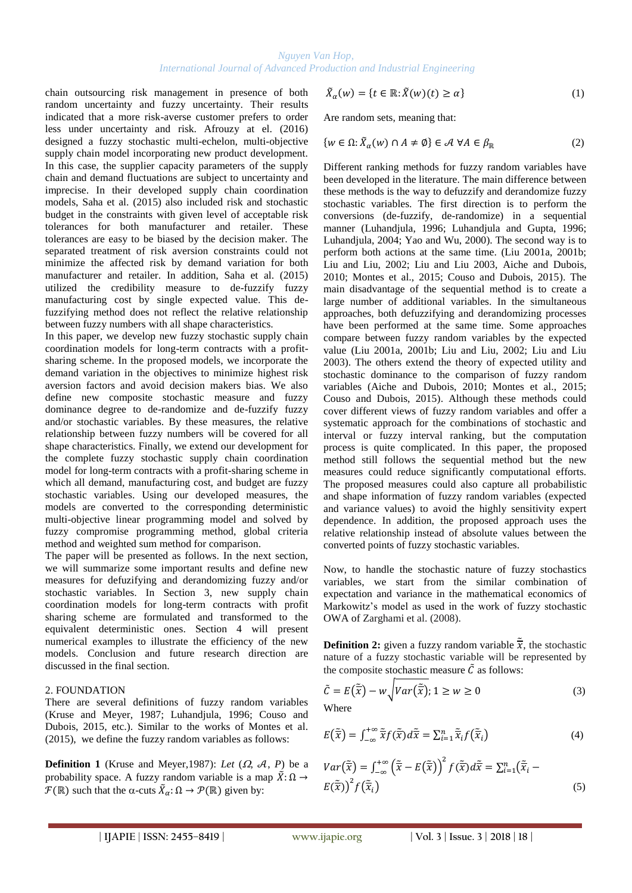chain outsourcing risk management in presence of both random uncertainty and fuzzy uncertainty. Their results indicated that a more risk-averse customer prefers to order less under uncertainty and risk. Afrouzy at el. (2016) designed a fuzzy stochastic multi-echelon, multi-objective supply chain model incorporating new product development. In this case, the supplier capacity parameters of the supply chain and demand fluctuations are subject to uncertainty and imprecise. In their developed supply chain coordination models, Saha et al. (2015) also included risk and stochastic budget in the constraints with given level of acceptable risk tolerances for both manufacturer and retailer. These tolerances are easy to be biased by the decision maker. The separated treatment of risk aversion constraints could not minimize the affected risk by demand variation for both manufacturer and retailer. In addition, Saha et al. (2015) utilized the credibility measure to de-fuzzify fuzzy manufacturing cost by single expected value. This de-fuzzifying method does not reflect the relative relationship between fuzzy numbers with all shape characteristics.

In this paper, we develop new fuzzy stochastic supply chain coordination models for long-term contracts with a profit-sharing scheme. In the proposed models, we incorporate the demand variation in the objectives to minimize highest risk aversion factors and avoid decision makers bias. We also define new composite stochastic measure and fuzzy dominance degree to de-randomize and de-fuzzify fuzzy and/or stochastic variables. By these measures, the relative relationship between fuzzy numbers will be covered for all shape characteristics. Finally, we extend our development for the complete fuzzy stochastic supply chain coordination model for long-term contracts with a profit-sharing scheme in which all demand, manufacturing cost, and budget are fuzzy stochastic variables. Using our developed measures, the models are converted to the corresponding deterministic multi-objective linear programming model and solved by fuzzy compromise programming method, global criteria method and weighted sum method for comparison.

The paper will be presented as follows. In the next section, we will summarize some important results and define new measures for defuzzifying and derandomizing fuzzy and/or stochastic variables. In Section 3, new supply chain coordination models for long-term contracts with profit sharing scheme are formulated and transformed to the equivalent deterministic ones. Section 4 will present numerical examples to illustrate the efficiency of the new models. Conclusion and future research direction are discussed in the final section.

## 2. FOUNDATION

There are several definitions of fuzzy random variables (Kruse and Meyer, 1987; Luhandjula, 1996; Couso and Dubois, 2015, etc.). Similar to the works of Montes et al. (2015), we define the fuzzy random variables as follows:

**Definition 1** (Kruse and Meyer,1987): *Let* ($\Omega$, $\mathcal{A}$, $P$) be a probability space. A fuzzy random variable is a map $\tilde{X}: \Omega \to \mathcal{F}(\mathbb{R})$ such that the α-cuts $\tilde{X}_\alpha: \Omega \to \mathcal{P}(\mathbb{R})$ given by:

$$\tilde{X}_\alpha(w) = \{t \in \mathbb{R}: \tilde{X}(w)(t) \geq \alpha\} \quad (1)$$

Are random sets, meaning that:

$$\{w \in \Omega: \tilde{X}_\alpha(w) \cap A \neq \emptyset\} \in \mathcal{A} \ \forall A \in \beta_{\mathbb{R}} \quad (2)$$

Different ranking methods for fuzzy random variables have been developed in the literature. The main difference between these methods is the way to defuzzify and derandomize fuzzy stochastic variables. The first direction is to perform the conversions (de-fuzzify, de-randomize) in a sequential manner (Luhandjula, 1996; Luhandjula and Gupta, 1996; Luhandjula, 2004; Yao and Wu, 2000). The second way is to perform both actions at the same time. (Liu 2001a, 2001b; Liu and Liu, 2002; Liu and Liu 2003, Aiche and Dubois, 2010; Montes et al., 2015; Couso and Dubois, 2015). The main disadvantage of the sequential method is to create a large number of additional variables. In the simultaneous approaches, both defuzzifying and derandomizing processes have been performed at the same time. Some approaches compare between fuzzy random variables by the expected value (Liu 2001a, 2001b; Liu and Liu, 2002; Liu and Liu 2003). The others extend the theory of expected utility and stochastic dominance to the comparison of fuzzy random variables (Aiche and Dubois, 2010; Montes et al., 2015; Couso and Dubois, 2015). Although these methods could cover different views of fuzzy random variables and offer a systematic approach for the combinations of stochastic and interval or fuzzy interval ranking, but the computation process is quite complicated. In this paper, the proposed method still follows the sequential method but the new measures could reduce significantly computational efforts. The proposed measures could also capture all probabilistic and shape information of fuzzy random variables (expected and variance values) to avoid the highly sensitivity expert dependence. In addition, the proposed approach uses the relative relationship instead of absolute values between the converted points of fuzzy stochastic variables.

Now, to handle the stochastic nature of fuzzy stochastics variables, we start from the similar combination of expectation and variance in the mathematical economics of Markowitz's model as used in the work of fuzzy stochastic OWA of Zarghami et al. (2008).

**Definition 2:** given a fuzzy random variable $\tilde{\bar{x}}$, the stochastic nature of a fuzzy stochastic variable will be represented by the composite stochastic measure $\tilde{C}$ as follows:

$$\tilde{C} = E(\tilde{\bar{x}}) - w\sqrt{Var(\tilde{\bar{x}})}; 1 \geq w \geq 0 \quad (3)$$

Where

$$E(\tilde{\bar{x}}) = \int_{-\infty}^{+\infty} \tilde{\bar{x}} f(\tilde{\bar{x}}) d\tilde{\bar{x}} = \sum_{i=1}^{n} \tilde{\bar{x}}_i f(\tilde{\bar{x}}_i) \quad (4)$$

$$Var(\tilde{\bar{x}}) = \int_{-\infty}^{+\infty} \left(\tilde{\bar{x}} - E(\tilde{\bar{x}})\right)^2 f(\tilde{\bar{x}}) d\tilde{\bar{x}} = \sum_{i=1}^{n} \left(\tilde{\bar{x}}_i - E(\tilde{\bar{x}})\right)^2 f(\tilde{\bar{x}}_i) \quad (5)$$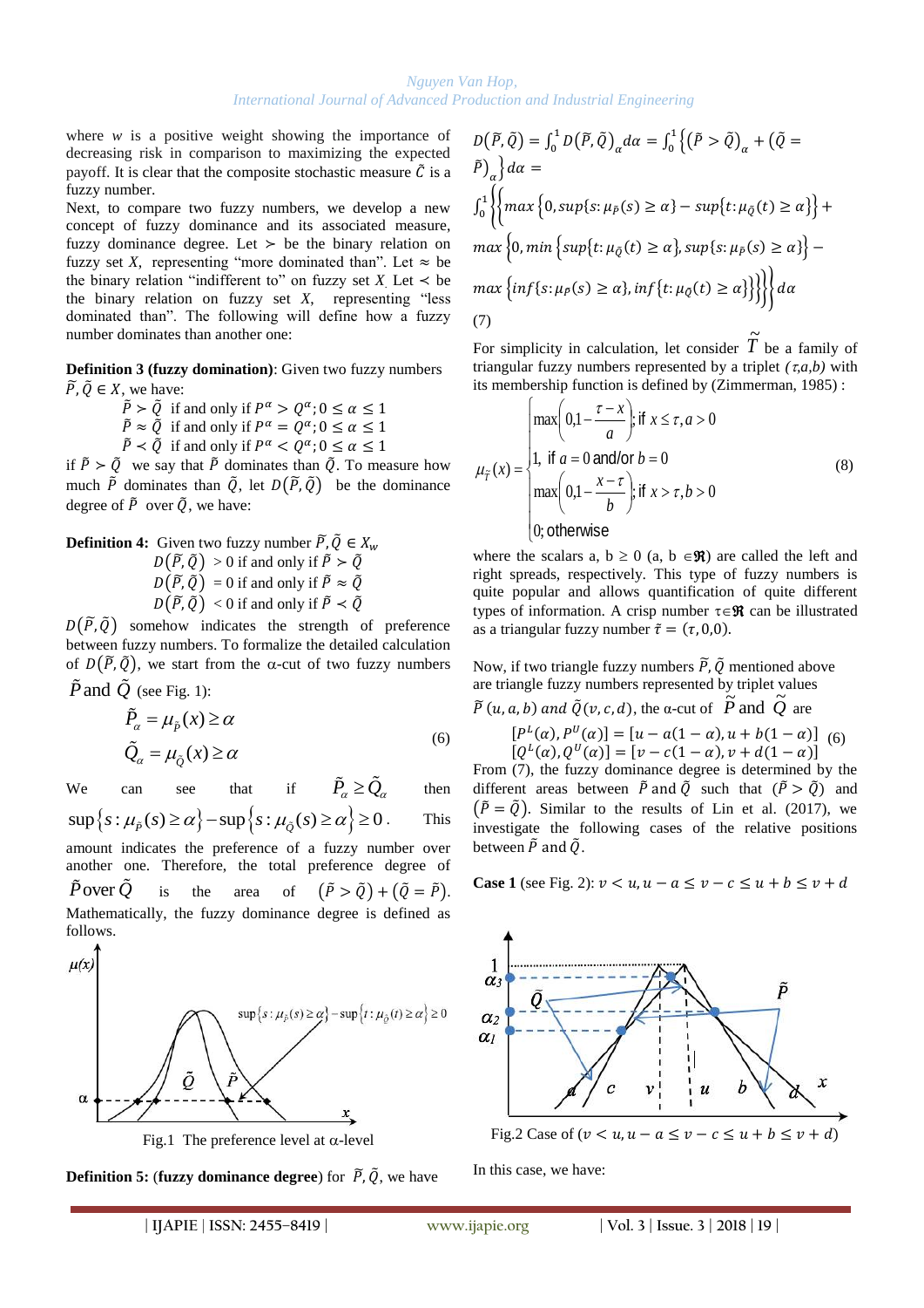where $w$ is a positive weight showing the importance of decreasing risk in comparison to maximizing the expected payoff. It is clear that the composite stochastic measure $\tilde{C}$ is a fuzzy number.

Next, to compare two fuzzy numbers, we develop a new concept of fuzzy dominance and its associated measure, fuzzy dominance degree. Let $\succ$ be the binary relation on fuzzy set $X$, representing "more dominated than". Let $\approx$ be the binary relation "indifferent to" on fuzzy set $X$. Let $\prec$ be the binary relation on fuzzy set $X$, representing "less dominated than". The following will define how a fuzzy number dominates than another one:

**Definition 3 (fuzzy domination)**: Given two fuzzy numbers $\tilde{P}, \tilde{Q} \in X$, we have:

$\tilde{P} \succ \tilde{Q}$ if and only if $P^{\alpha} > Q^{\alpha}; 0 \leq \alpha \leq 1$

$\tilde{P} \approx \tilde{Q}$ if and only if $P^{\alpha} = Q^{\alpha}; 0 \leq \alpha \leq 1$

$\tilde{P} \prec \tilde{Q}$ if and only if $P^{\alpha} < Q^{\alpha}; 0 \leq \alpha \leq 1$

if $\tilde{P} \succ \tilde{Q}$ we say that $\tilde{P}$ dominates than $\tilde{Q}$. To measure how much $\tilde{P}$ dominates than $\tilde{Q}$, let $D(\tilde{P}, \tilde{Q})$ be the dominance degree of $\tilde{P}$ over $\tilde{Q}$, we have:

**Definition 4:** Given two fuzzy number $\tilde{P}, \tilde{Q} \in X_w$

$D(\tilde{P}, \tilde{Q}) > 0$ if and only if $\tilde{P} \succ \tilde{Q}$

$D(\tilde{P}, \tilde{Q}) = 0$ if and only if $\tilde{P} \approx \tilde{Q}$

$D(\tilde{P}, \tilde{Q}) < 0$ if and only if $\tilde{P} \prec \tilde{Q}$

$D(\tilde{P}, \tilde{Q})$ somehow indicates the strength of preference between fuzzy numbers. To formalize the detailed calculation of $D(\tilde{P}, \tilde{Q})$, we start from the α-cut of two fuzzy numbers $\tilde{P}$ and $\tilde{Q}$ (see Fig. 1):

$$\tilde{P}_{\alpha} = \mu_{\tilde{P}}(x) \geq \alpha$$
$$\tilde{Q}_{\alpha} = \mu_{\tilde{Q}}(x) \geq \alpha \tag{6}$$

We can see that if $\tilde{P}_{\alpha} \geq \tilde{Q}_{\alpha}$ then $\sup\{s : \mu_{\tilde{P}}(s) \geq \alpha\} - \sup\{s : \mu_{\tilde{Q}}(s) \geq \alpha\} \geq 0$. This amount indicates the preference of a fuzzy number over another one. Therefore, the total preference degree of $\tilde{P}$ over $\tilde{Q}$ is the area of $(\tilde{P} > \tilde{Q}) + (\tilde{Q} = \tilde{P})$. Mathematically, the fuzzy dominance degree is defined as follows.

Fig.1 The preference level at α-level

**Definition 5:** (**fuzzy dominance degree**) for $\tilde{P}, \tilde{Q}$, we have

$$D(\tilde{P}, \tilde{Q}) = \int_0^1 D(\tilde{P}, \tilde{Q})_{\alpha} d\alpha = \int_0^1 \left\{ (\tilde{P} > \tilde{Q})_{\alpha} + (\tilde{Q} = \tilde{P})_{\alpha} \right\} d\alpha =$$
$$\int_0^1 \left\{ \left\{ \max\left\{0, \sup\{s: \mu_{\tilde{P}}(s) \geq \alpha\} - \sup\{t: \mu_{\tilde{Q}}(t) \geq \alpha\}\right\} + \max\left\{0, \min\left\{\sup\{t: \mu_{\tilde{Q}}(t) \geq \alpha\}, \sup\{s: \mu_{\tilde{P}}(s) \geq \alpha\}\right\} - \max\left\{\inf\{s: \mu_{\tilde{P}}(s) \geq \alpha\}, \inf\{t: \mu_{\tilde{Q}}(t) \geq \alpha\}\right\}\right\} \right\} \right\} d\alpha \tag{7}$$

For simplicity in calculation, let consider $\tilde{T}$ be a family of triangular fuzzy numbers represented by a triplet $(\tau, a, b)$ with its membership function is defined by (Zimmerman, 1985) :

$$\mu_{\tilde{T}}(x) = \begin{cases} \max\left(0, 1 - \dfrac{\tau - x}{a}\right); \text{if } x \leq \tau, a > 0 \\ 1, \text{ if } a = 0 \text{ and/or } b = 0 \\ \max\left(0, 1 - \dfrac{x - \tau}{b}\right); \text{if } x > \tau, b > 0 \\ 0; \text{otherwise} \end{cases} \tag{8}$$

where the scalars a, b ≥ 0 (a, b $\in \mathfrak{R}$) are called the left and right spreads, respectively. This type of fuzzy numbers is quite popular and allows quantification of quite different types of information. A crisp number $\tau \in \mathfrak{R}$ can be illustrated as a triangular fuzzy number $\tilde{\tau} = (\tau, 0, 0)$.

Now, if two triangle fuzzy numbers $\tilde{P}, \tilde{Q}$ mentioned above are triangle fuzzy numbers represented by triplet values $\tilde{P}\,(u, a, b)$ and $\tilde{Q}\,(v, c, d)$, the α-cut of $\tilde{P}$ and $\tilde{Q}$ are

$$[P^L(\alpha), P^U(\alpha)] = [u - a(1-\alpha), u + b(1-\alpha)]$$
$$[Q^L(\alpha), Q^U(\alpha)] = [v - c(1-\alpha), v + d(1-\alpha)] \tag{6}$$

From (7), the fuzzy dominance degree is determined by the different areas between $\tilde{P}$ and $\tilde{Q}$ such that $(\tilde{P} > \tilde{Q})$ and $(\tilde{P} = \tilde{Q})$. Similar to the results of Lin et al. (2017), we investigate the following cases of the relative positions between $\tilde{P}$ and $\tilde{Q}$.

**Case 1** (see Fig. 2): $v < u, u - a \leq v - c \leq u + b \leq v + d$

Fig.2 Case of $(v < u, u - a \leq v - c \leq u + b \leq v + d)$

In this case, we have: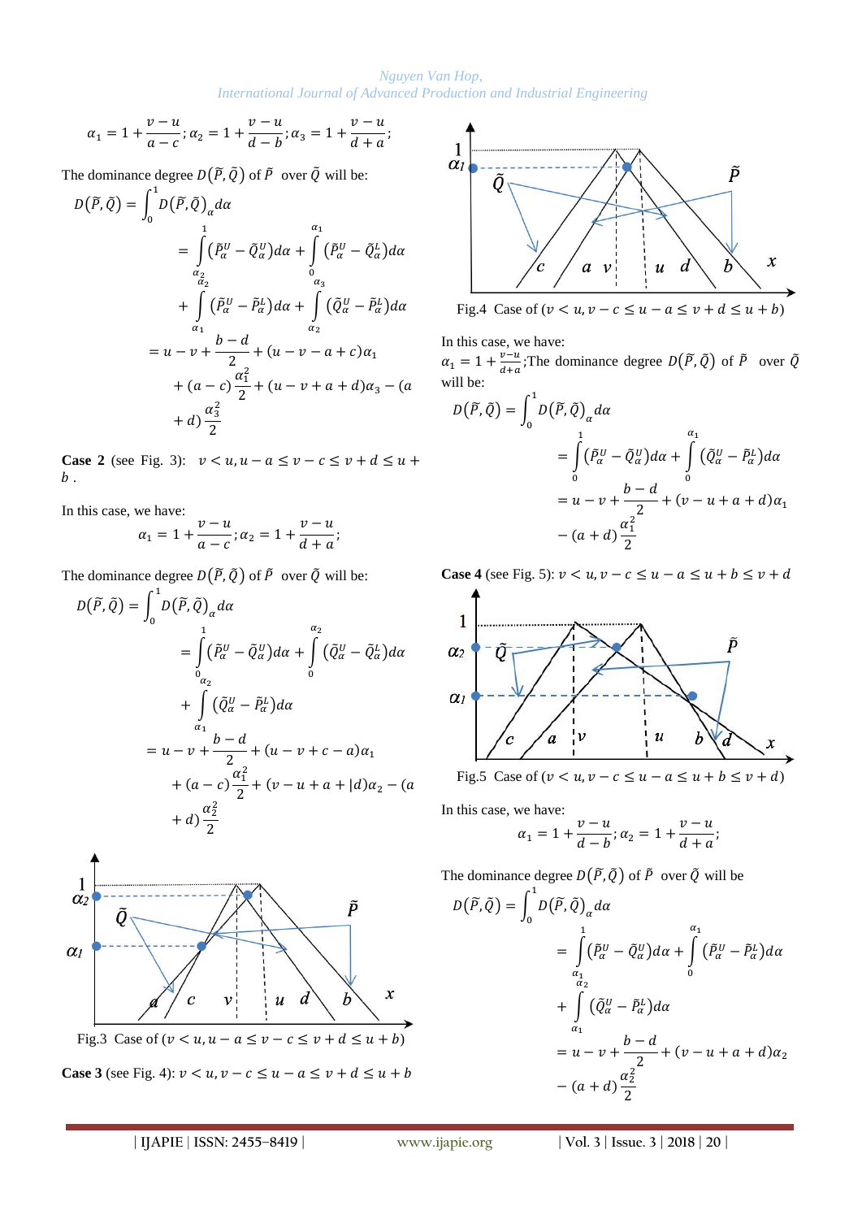$$\alpha_1 = 1 + \frac{v-u}{a-c}; \alpha_2 = 1 + \frac{v-u}{d-b}; \alpha_3 = 1 + \frac{v-u}{d+a};$$

The dominance degree $D(\tilde{P}, \tilde{Q})$ of $\tilde{P}$ over $\tilde{Q}$ will be:

$$D(\tilde{P}, \tilde{Q}) = \int_0^1 D(\tilde{P}, \tilde{Q})_\alpha d\alpha$$

$$= \int_{\alpha_2}^{1} (\tilde{P}_\alpha^U - \tilde{Q}_\alpha^U) d\alpha + \int_{0}^{\alpha_1} (\tilde{P}_\alpha^U - \tilde{Q}_\alpha^L) d\alpha + \int_{\alpha_1}^{\alpha_2} (\tilde{P}_\alpha^U - \tilde{P}_\alpha^L) d\alpha + \int_{\alpha_2}^{\alpha_3} (\tilde{Q}_\alpha^U - \tilde{P}_\alpha^L) d\alpha$$

$$= u - v + \frac{b-d}{2} + (u - v - a + c)\alpha_1 + (a-c)\frac{\alpha_1^2}{2} + (u - v + a + d)\alpha_3 - (a+d)\frac{\alpha_3^2}{2}$$

**Case 2** (see Fig. 3): $v < u, u - a \le v - c \le v + d \le u + b$.

In this case, we have:

$$\alpha_1 = 1 + \frac{v-u}{a-c}; \alpha_2 = 1 + \frac{v-u}{d+a};$$

The dominance degree $D(\tilde{P}, \tilde{Q})$ of $\tilde{P}$ over $\tilde{Q}$ will be:

$$D(\tilde{P}, \tilde{Q}) = \int_0^1 D(\tilde{P}, \tilde{Q})_\alpha d\alpha$$

$$= \int_{0}^{1} (\tilde{P}_\alpha^U - \tilde{Q}_\alpha^U) d\alpha + \int_{0}^{\alpha_2} (\tilde{Q}_\alpha^U - \tilde{Q}_\alpha^L) d\alpha + \int_{\alpha_1}^{\alpha_2} (\tilde{Q}_\alpha^U - \tilde{P}_\alpha^L) d\alpha$$

$$= u - v + \frac{b-d}{2} + (u - v + c - a)\alpha_1 + (a-c)\frac{\alpha_1^2}{2} + (v - u + a + |d)\alpha_2 - (a+d)\frac{\alpha_2^2}{2}$$

Fig.3 Case of $(v < u, u - a \le v - c \le v + d \le u + b)$

**Case 3** (see Fig. 4): $v < u, v - c \le u - a \le v + d \le u + b$

Fig.4 Case of $(v < u, v - c \le u - a \le v + d \le u + b)$

In this case, we have:
$\alpha_1 = 1 + \frac{v-u}{d+a}$;The dominance degree $D(\tilde{P}, \tilde{Q})$ of $\tilde{P}$ over $\tilde{Q}$ will be:

$$D(\tilde{P}, \tilde{Q}) = \int_0^1 D(\tilde{P}, \tilde{Q})_\alpha d\alpha$$

$$= \int_{0}^{1} (\tilde{P}_\alpha^U - \tilde{Q}_\alpha^U) d\alpha + \int_{0}^{\alpha_1} (\tilde{Q}_\alpha^U - \tilde{P}_\alpha^L) d\alpha$$

$$= u - v + \frac{b-d}{2} + (v - u + a + d)\alpha_1 - (a+d)\frac{\alpha_1^2}{2}$$

**Case 4** (see Fig. 5): $v < u, v - c \le u - a \le u + b \le v + d$

Fig.5 Case of $(v < u, v - c \le u - a \le u + b \le v + d)$

In this case, we have:

$$\alpha_1 = 1 + \frac{v-u}{d-b}; \alpha_2 = 1 + \frac{v-u}{d+a};$$

The dominance degree $D(\tilde{P}, \tilde{Q})$ of $\tilde{P}$ over $\tilde{Q}$ will be

$$D(\tilde{P}, \tilde{Q}) = \int_0^1 D(\tilde{P}, \tilde{Q})_\alpha d\alpha$$

$$= \int_{\alpha_1}^{1} (\tilde{P}_\alpha^U - \tilde{Q}_\alpha^U) d\alpha + \int_{0}^{\alpha_1} (\tilde{P}_\alpha^U - \tilde{P}_\alpha^L) d\alpha + \int_{\alpha_1}^{\alpha_2} (\tilde{Q}_\alpha^U - \tilde{P}_\alpha^L) d\alpha$$

$$= u - v + \frac{b-d}{2} + (v - u + a + d)\alpha_2 - (a+d)\frac{\alpha_2^2}{2}$$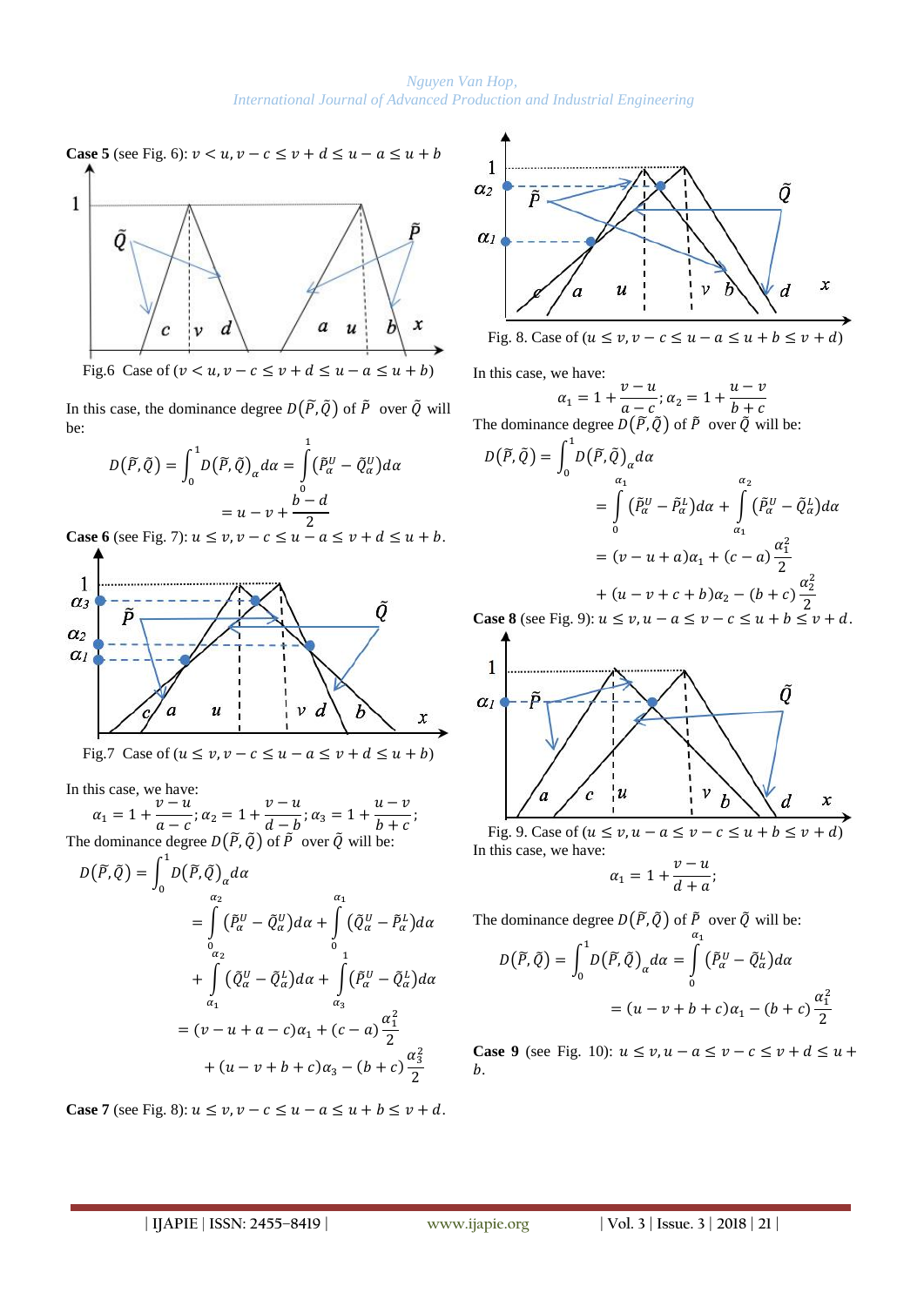**Case 5** (see Fig. 6): $v < u, v - c \leq v + d \leq u - a \leq u + b$

Fig.6 Case of $(v < u, v - c \leq v + d \leq u - a \leq u + b)$

In this case, the dominance degree $D(\tilde{P}, \tilde{Q})$ of $\tilde{P}$ over $\tilde{Q}$ will be:

$$D(\tilde{P}, \tilde{Q}) = \int_0^1 D(\tilde{P}, \tilde{Q})_\alpha d\alpha = \int_0^1 (\tilde{P}_\alpha^U - \tilde{Q}_\alpha^U) d\alpha$$
$$= u - v + \frac{b - d}{2}$$

**Case 6** (see Fig. 7): $u \leq v, v - c \leq u - a \leq v + d \leq u + b$.

Fig.7 Case of $(u \leq v, v - c \leq u - a \leq v + d \leq u + b)$

In this case, we have:

$$\alpha_1 = 1 + \frac{v - u}{a - c}; \alpha_2 = 1 + \frac{v - u}{d - b}; \alpha_3 = 1 + \frac{u - v}{b + c};$$

The dominance degree $D(\tilde{P}, \tilde{Q})$ of $\tilde{P}$ over $\tilde{Q}$ will be:

$$D(\tilde{P}, \tilde{Q}) = \int_0^1 D(\tilde{P}, \tilde{Q})_\alpha d\alpha$$
$$= \int_0^{\alpha_2} (\tilde{P}_\alpha^U - \tilde{Q}_\alpha^U) d\alpha + \int_0^{\alpha_1} (\tilde{Q}_\alpha^U - \tilde{P}_\alpha^L) d\alpha$$
$$+ \int_{\alpha_1}^{\alpha_2} (\tilde{Q}_\alpha^U - \tilde{Q}_\alpha^L) d\alpha + \int_{\alpha_3}^{1} (\tilde{P}_\alpha^U - \tilde{Q}_\alpha^L) d\alpha$$
$$= (v - u + a - c)\alpha_1 + (c - a)\frac{\alpha_1^2}{2}$$
$$+ (u - v + b + c)\alpha_3 - (b + c)\frac{\alpha_3^2}{2}$$

**Case 7** (see Fig. 8): $u \leq v, v - c \leq u - a \leq u + b \leq v + d$.

Fig. 8. Case of $(u \leq v, v - c \leq u - a \leq u + b \leq v + d)$

In this case, we have:

$$\alpha_1 = 1 + \frac{v - u}{a - c}; \alpha_2 = 1 + \frac{u - v}{b + c}$$

The dominance degree $D(\tilde{P}, \tilde{Q})$ of $\tilde{P}$ over $\tilde{Q}$ will be:

$$D(\tilde{P}, \tilde{Q}) = \int_0^1 D(\tilde{P}, \tilde{Q})_\alpha d\alpha$$
$$= \int_0^{\alpha_1} (\tilde{P}_\alpha^U - \tilde{P}_\alpha^L) d\alpha + \int_{\alpha_1}^{\alpha_2} (\tilde{P}_\alpha^U - \tilde{Q}_\alpha^L) d\alpha$$
$$= (v - u + a)\alpha_1 + (c - a)\frac{\alpha_1^2}{2}$$
$$+ (u - v + c + b)\alpha_2 - (b + c)\frac{\alpha_2^2}{2}$$

**Case 8** (see Fig. 9): $u \leq v, u - a \leq v - c \leq u + b \leq v + d$.

Fig. 9. Case of $(u \leq v, u - a \leq v - c \leq u + b \leq v + d)$

In this case, we have:

$$\alpha_1 = 1 + \frac{v - u}{d + a};$$

The dominance degree $D(\tilde{P}, \tilde{Q})$ of $\tilde{P}$ over $\tilde{Q}$ will be:

$$D(\tilde{P}, \tilde{Q}) = \int_0^1 D(\tilde{P}, \tilde{Q})_\alpha d\alpha = \int_0^{\alpha_1} (\tilde{P}_\alpha^U - \tilde{Q}_\alpha^L) d\alpha$$
$$= (u - v + b + c)\alpha_1 - (b + c)\frac{\alpha_1^2}{2}$$

**Case 9** (see Fig. 10): $u \leq v, u - a \leq v - c \leq v + d \leq u + b$.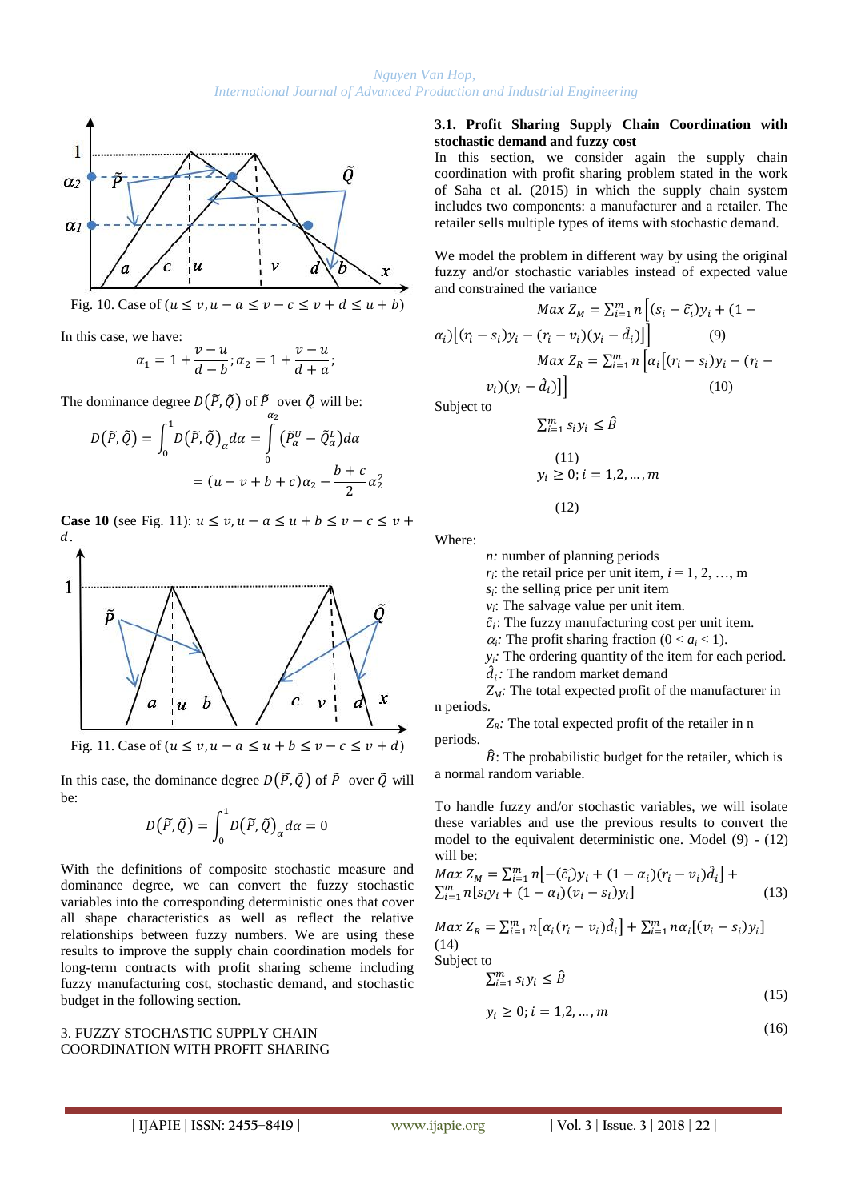Fig. 10. Case of $(u \le v, u - a \le v - c \le v + d \le u + b)$

In this case, we have:

$$\alpha_1 = 1 + \frac{v-u}{d-b}; \alpha_2 = 1 + \frac{v-u}{d+a};$$

The dominance degree $D(\tilde{P}, \tilde{Q})$ of $\tilde{P}$ over $\tilde{Q}$ will be:

$$D(\tilde{P}, \tilde{Q}) = \int_0^1 D(\tilde{P}, \tilde{Q})_\alpha d\alpha = \int_0^{\alpha_2} (\tilde{P}_\alpha^U - \tilde{Q}_\alpha^L) d\alpha$$

$$= (u - v + b + c)\alpha_2 - \frac{b+c}{2}\alpha_2^2$$

**Case 10** (see Fig. 11): $u \le v, u - a \le u + b \le v - c \le v + d$.

Fig. 11. Case of $(u \le v, u - a \le u + b \le v - c \le v + d)$

In this case, the dominance degree $D(\tilde{P}, \tilde{Q})$ of $\tilde{P}$ over $\tilde{Q}$ will be:

$$D(\tilde{P}, \tilde{Q}) = \int_0^1 D(\tilde{P}, \tilde{Q})_\alpha d\alpha = 0$$

With the definitions of composite stochastic measure and dominance degree, we can convert the fuzzy stochastic variables into the corresponding deterministic ones that cover all shape characteristics as well as reflect the relative relationships between fuzzy numbers. We are using these results to improve the supply chain coordination models for long-term contracts with profit sharing scheme including fuzzy manufacturing cost, stochastic demand, and stochastic budget in the following section.

## 3. FUZZY STOCHASTIC SUPPLY CHAIN COORDINATION WITH PROFIT SHARING

### 3.1. Profit Sharing Supply Chain Coordination with stochastic demand and fuzzy cost

In this section, we consider again the supply chain coordination with profit sharing problem stated in the work of Saha et al. (2015) in which the supply chain system includes two components: a manufacturer and a retailer. The retailer sells multiple types of items with stochastic demand.

We model the problem in different way by using the original fuzzy and/or stochastic variables instead of expected value and constrained the variance

$$Max\ Z_M = \sum_{i=1}^m n\left[(s_i - \tilde{c}_i)y_i + (1 - \alpha_i)\left[(r_i - s_i)y_i - (r_i - v_i)(y_i - \hat{d}_i)\right]\right] \quad (9)$$

$$Max\ Z_R = \sum_{i=1}^m n\left[\alpha_i\left[(r_i - s_i)y_i - (r_i - v_i)(y_i - \hat{d}_i)\right]\right] \quad (10)$$

Subject to

$$\sum_{i=1}^m s_i y_i \le \hat{B} \quad (11)$$

$$y_i \ge 0; i = 1,2,\dots,m \quad (12)$$

Where:

- $n$: number of planning periods
- $r_i$: the retail price per unit item, $i = 1, 2, \dots, m$
- $s_i$: the selling price per unit item
- $v_i$: The salvage value per unit item.
- $\tilde{c}_i$: The fuzzy manufacturing cost per unit item.
- $\alpha_i$: The profit sharing fraction ($0 < a_i < 1$).
- $y_i$: The ordering quantity of the item for each period.
- $\hat{d}_i$: The random market demand
- $Z_M$: The total expected profit of the manufacturer in n periods.
- $Z_R$: The total expected profit of the retailer in n periods.
- $\hat{B}$: The probabilistic budget for the retailer, which is a normal random variable.

To handle fuzzy and/or stochastic variables, we will isolate these variables and use the previous results to convert the model to the equivalent deterministic one. Model (9) - (12) will be:

$$Max\ Z_M = \sum_{i=1}^m n\left[-(\tilde{c}_i)y_i + (1 - \alpha_i)(r_i - v_i)\hat{d}_i\right] + \sum_{i=1}^m n\left[s_i y_i + (1 - \alpha_i)(v_i - s_i)y_i\right] \quad (13)$$

$$Max\ Z_R = \sum_{i=1}^m n\left[\alpha_i(r_i - v_i)\hat{d}_i\right] + \sum_{i=1}^m n\alpha_i\left[(v_i - s_i)y_i\right] \quad (14)$$

Subject to

$$\sum_{i=1}^m s_i y_i \le \hat{B} \quad (15)$$

$$y_i \ge 0; i = 1,2,\dots,m \quad (16)$$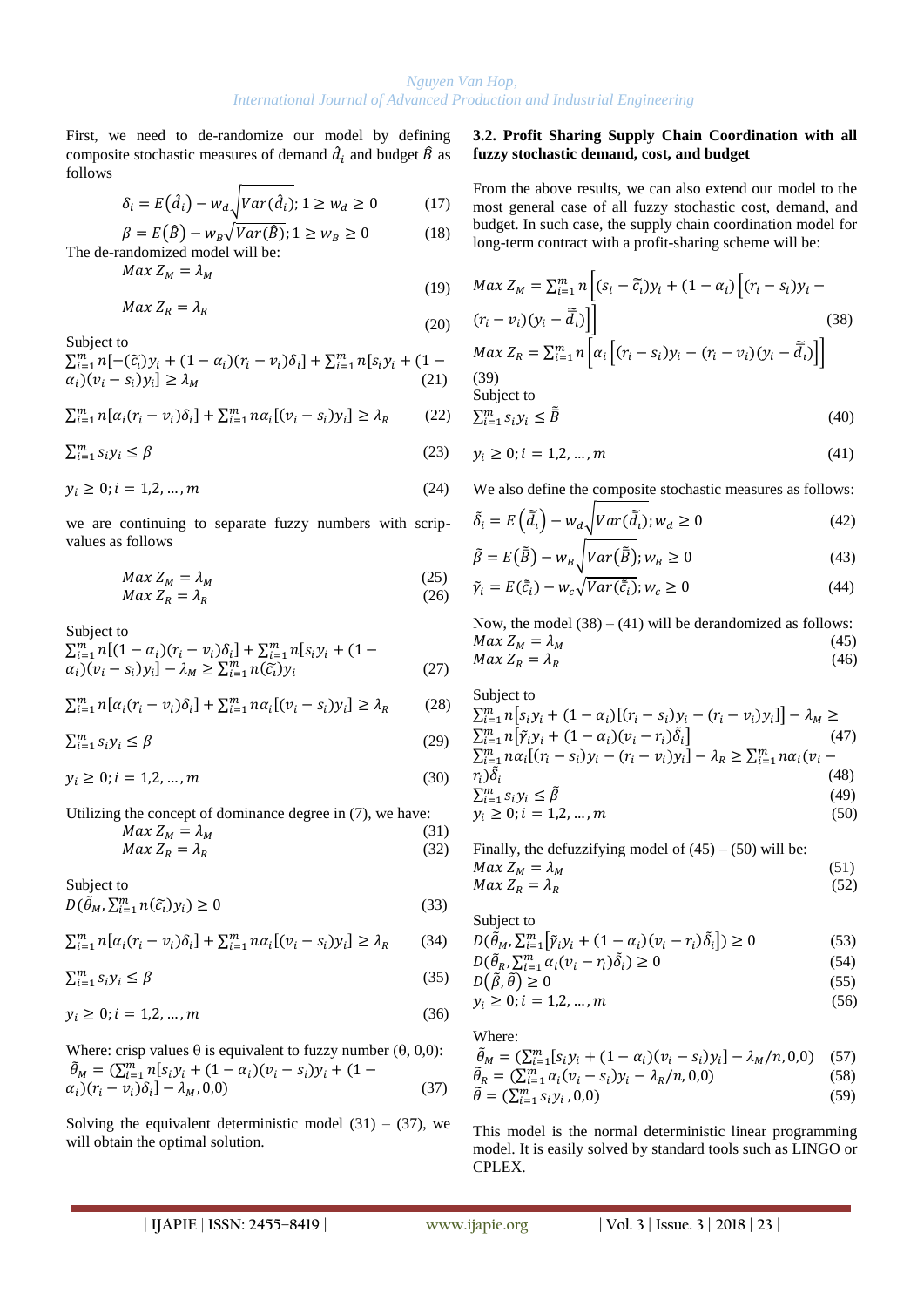First, we need to de-randomize our model by defining composite stochastic measures of demand $\hat{d}_i$ and budget $\hat{B}$ as follows

$$\delta_i = E(\hat{d}_i) - w_d\sqrt{Var(\hat{d}_i)}; 1 \geq w_d \geq 0 \quad (17)$$

$$\beta = E(\hat{B}) - w_B\sqrt{Var(\hat{B})}; 1 \geq w_B \geq 0 \quad (18)$$

The de-randomized model will be:

$$Max\ Z_M = \lambda_M \quad (19)$$

$$Max\ Z_R = \lambda_R \quad (20)$$

Subject to

$$\sum_{i=1}^{m} n[-(\tilde{c}_i)y_i + (1-\alpha_i)(r_i - v_i)\delta_i] + \sum_{i=1}^{m} n[s_i y_i + (1-\alpha_i)(v_i - s_i)y_i] \geq \lambda_M \quad (21)$$

$$\sum_{i=1}^{m} n[\alpha_i(r_i - v_i)\delta_i] + \sum_{i=1}^{m} n\alpha_i[(v_i - s_i)y_i] \geq \lambda_R \quad (22)$$

$$\sum_{i=1}^{m} s_i y_i \leq \beta \quad (23)$$

$$y_i \geq 0; i = 1,2,\ldots,m \quad (24)$$

we are continuing to separate fuzzy numbers with scrip-values as follows

$$Max\ Z_M = \lambda_M \quad (25)$$

$$Max\ Z_R = \lambda_R \quad (26)$$

Subject to

$$\sum_{i=1}^{m} n[(1-\alpha_i)(r_i - v_i)\delta_i] + \sum_{i=1}^{m} n[s_i y_i + (1-\alpha_i)(v_i - s_i)y_i] - \lambda_M \geq \sum_{i=1}^{m} n(\tilde{c}_i)y_i \quad (27)$$

$$\sum_{i=1}^{m} n[\alpha_i(r_i - v_i)\delta_i] + \sum_{i=1}^{m} n\alpha_i[(v_i - s_i)y_i] \geq \lambda_R \quad (28)$$

$$\sum_{i=1}^{m} s_i y_i \leq \beta \quad (29)$$

$$y_i \geq 0; i = 1,2,\ldots,m \quad (30)$$

Utilizing the concept of dominance degree in (7), we have:

$$Max\ Z_M = \lambda_M \quad (31)$$

$$Max\ Z_R = \lambda_R \quad (32)$$

Subject to

$$D(\tilde{\theta}_M, \textstyle\sum_{i=1}^{m} n(\tilde{c}_i)y_i) \geq 0 \quad (33)$$

$$\sum_{i=1}^{m} n[\alpha_i(r_i - v_i)\delta_i] + \sum_{i=1}^{m} n\alpha_i[(v_i - s_i)y_i] \geq \lambda_R \quad (34)$$

$$\sum_{i=1}^{m} s_i y_i \leq \beta \quad (35)$$

$$y_i \geq 0; i = 1,2,\ldots,m \quad (36)$$

Where: crisp values θ is equivalent to fuzzy number (θ, 0,0):

$$\tilde{\theta}_M = (\textstyle\sum_{i=1}^{m} n[s_i y_i + (1-\alpha_i)(v_i - s_i)y_i + (1-\alpha_i)(r_i - v_i)\delta_i] - \lambda_M, 0,0) \quad (37)$$

Solving the equivalent deterministic model (31) – (37), we will obtain the optimal solution.

### 3.2. Profit Sharing Supply Chain Coordination with all fuzzy stochastic demand, cost, and budget

From the above results, we can also extend our model to the most general case of all fuzzy stochastic cost, demand, and budget. In such case, the supply chain coordination model for long-term contract with a profit-sharing scheme will be:

$$Max\ Z_M = \sum_{i=1}^{m} n\left[(s_i - \tilde{\hat{c}}_i)y_i + (1-\alpha_i)\left[(r_i - s_i)y_i - (r_i - v_i)(y_i - \tilde{\hat{d}}_i)\right]\right] \quad (38)$$

$$Max\ Z_R = \sum_{i=1}^{m} n\left[\alpha_i\left[(r_i - s_i)y_i - (r_i - v_i)(y_i - \tilde{\hat{d}}_i)\right]\right] \quad (39)$$

Subject to

$$\sum_{i=1}^{m} s_i y_i \leq \tilde{\hat{B}} \quad (40)$$

$$y_i \geq 0; i = 1,2,\ldots,m \quad (41)$$

We also define the composite stochastic measures as follows:

$$\tilde{\delta}_i = E(\tilde{\hat{d}}_i) - w_d\sqrt{Var(\tilde{\hat{d}}_i)}; w_d \geq 0 \quad (42)$$

$$\tilde{\beta} = E(\tilde{\hat{B}}) - w_B\sqrt{Var(\tilde{\hat{B}})}; w_B \geq 0 \quad (43)$$

$$\tilde{\gamma}_i = E(\tilde{\hat{c}}_i) - w_c\sqrt{Var(\tilde{\hat{c}}_i)}; w_c \geq 0 \quad (44)$$

Now, the model (38) – (41) will be derandomized as follows:

$$Max\ Z_M = \lambda_M \quad (45)$$

$$Max\ Z_R = \lambda_R \quad (46)$$

Subject to

$$\sum_{i=1}^{m} n[s_i y_i + (1-\alpha_i)[(r_i - s_i)y_i - (r_i - v_i)y_i]] - \lambda_M \geq \sum_{i=1}^{m} n[\tilde{\gamma}_i y_i + (1-\alpha_i)(v_i - r_i)\tilde{\delta}_i] \quad (47)$$

$$\sum_{i=1}^{m} n\alpha_i[(r_i - s_i)y_i - (r_i - v_i)y_i] - \lambda_R \geq \sum_{i=1}^{m} n\alpha_i(v_i - r_i)\tilde{\delta}_i \quad (48)$$

$$\sum_{i=1}^{m} s_i y_i \leq \tilde{\beta} \quad (49)$$

$$y_i \geq 0; i = 1,2,\ldots,m \quad (50)$$

Finally, the defuzzifying model of (45) – (50) will be:

$$Max\ Z_M = \lambda_M \quad (51)$$

$$Max\ Z_R = \lambda_R \quad (52)$$

Subject to

$$D(\tilde{\theta}_M, \textstyle\sum_{i=1}^{m}[\tilde{\gamma}_i y_i + (1-\alpha_i)(v_i - r_i)\tilde{\delta}_i]) \geq 0 \quad (53)$$

$$D(\tilde{\theta}_R, \textstyle\sum_{i=1}^{m} \alpha_i(v_i - r_i)\tilde{\delta}_i) \geq 0 \quad (54)$$

$$D(\tilde{\beta}, \tilde{\theta}) \geq 0 \quad (55)$$

$$y_i \geq 0; i = 1,2,\ldots,m \quad (56)$$

Where:

$$\tilde{\theta}_M = (\textstyle\sum_{i=1}^{m}[s_i y_i + (1-\alpha_i)(v_i - s_i)y_i] - \lambda_M/n, 0,0) \quad (57)$$

$$\tilde{\theta}_R = (\textstyle\sum_{i=1}^{m} \alpha_i(v_i - s_i)y_i - \lambda_R/n, 0,0) \quad (58)$$

$$\tilde{\theta} = (\textstyle\sum_{i=1}^{m} s_i y_i, 0,0) \quad (59)$$

This model is the normal deterministic linear programming model. It is easily solved by standard tools such as LINGO or CPLEX.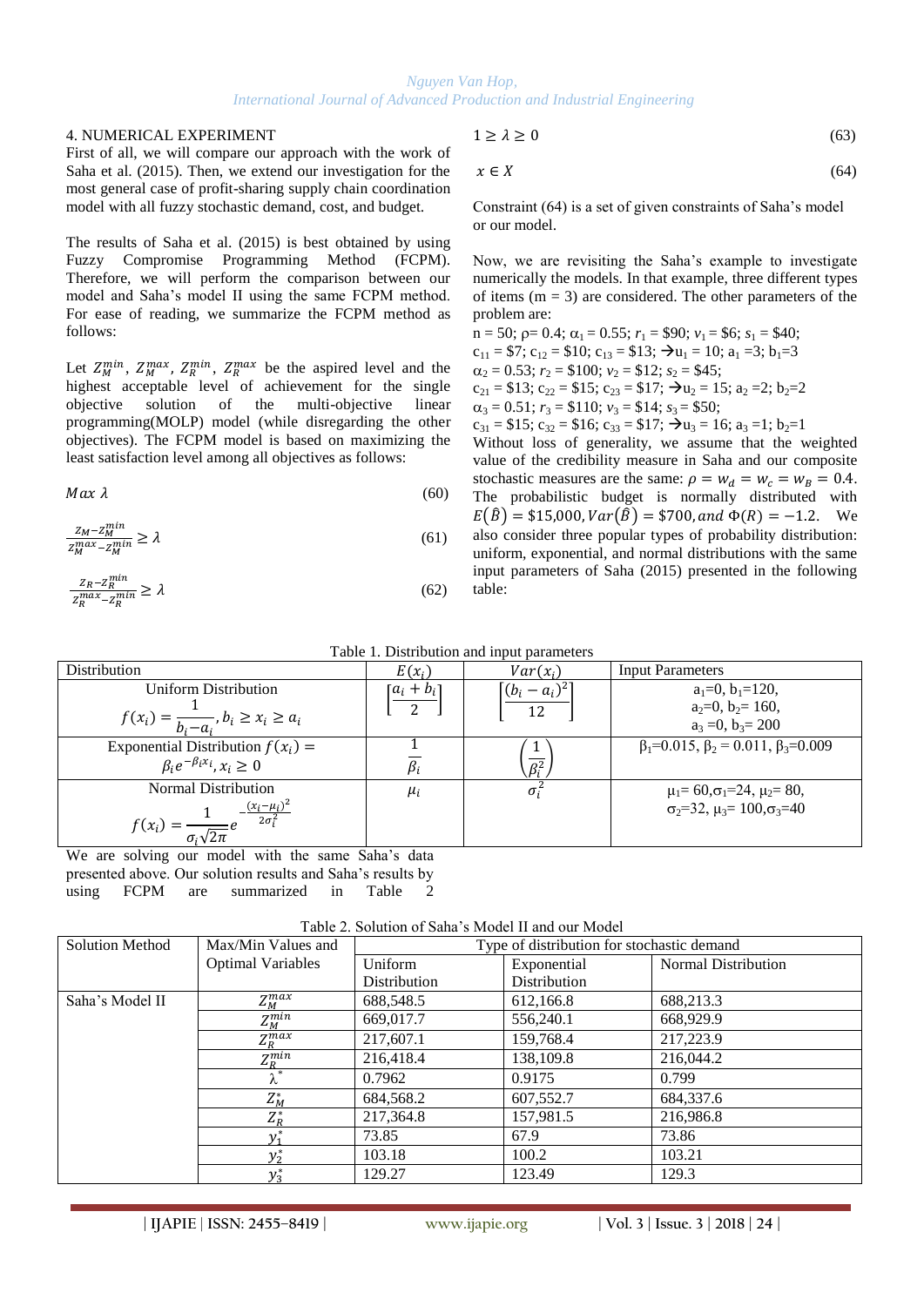## 4. NUMERICAL EXPERIMENT

First of all, we will compare our approach with the work of Saha et al. (2015). Then, we extend our investigation for the most general case of profit-sharing supply chain coordination model with all fuzzy stochastic demand, cost, and budget.

The results of Saha et al. (2015) is best obtained by using Fuzzy Compromise Programming Method (FCPM). Therefore, we will perform the comparison between our model and Saha's model II using the same FCPM method. For ease of reading, we summarize the FCPM method as follows:

Let $Z_M^{min}$, $Z_M^{max}$, $Z_R^{min}$, $Z_R^{max}$ be the aspired level and the highest acceptable level of achievement for the single objective solution of the multi-objective linear programming(MOLP) model (while disregarding the other objectives). The FCPM model is based on maximizing the least satisfaction level among all objectives as follows:

$$Max\ \lambda \tag{60}$$

$$\frac{Z_M - Z_M^{min}}{Z_M^{max} - Z_M^{min}} \geq \lambda \tag{61}$$

$$\frac{Z_R - Z_R^{min}}{Z_R^{max} - Z_R^{min}} \geq \lambda \tag{62}$$

$$1 \geq \lambda \geq 0 \tag{63}$$

$$x \in X \tag{64}$$

Constraint (64) is a set of given constraints of Saha's model or our model.

Now, we are revisiting the Saha's example to investigate numerically the models. In that example, three different types of items ($m = 3$) are considered. The other parameters of the problem are:

$n = 50$; $\rho = 0.4$; $\alpha_1 = 0.55$; $r_1 = \$90$; $v_1 = \$6$; $s_1 = \$40$;
$c_{11} = \$7$; $c_{12} = \$10$; $c_{13} = \$13$; $\rightarrow u_1 = 10$; $a_1 = 3$; $b_1 = 3$
$\alpha_2 = 0.53$; $r_2 = \$100$; $v_2 = \$12$; $s_2 = \$45$;
$c_{21} = \$13$; $c_{22} = \$15$; $c_{23} = \$17$; $\rightarrow u_2 = 15$; $a_2 = 2$; $b_2 = 2$
$\alpha_3 = 0.51$; $r_3 = \$110$; $v_3 = \$14$; $s_3 = \$50$;
$c_{31} = \$15$; $c_{32} = \$16$; $c_{33} = \$17$; $\rightarrow u_3 = 16$; $a_3 = 1$; $b_2 = 1$

Without loss of generality, we assume that the weighted value of the credibility measure in Saha and our composite stochastic measures are the same: $\rho = w_d = w_c = w_B = 0.4$. The probabilistic budget is normally distributed with $E(\hat{B}) = \$15{,}000, Var(\hat{B}) = \$700, and\ \Phi(R) = -1.2$. We also consider three popular types of probability distribution: uniform, exponential, and normal distributions with the same input parameters of Saha (2015) presented in the following table:

Table 1. Distribution and input parameters

| Distribution | $E(x_i)$ | $Var(x_i)$ | Input Parameters |
|---|---|---|---|
| Uniform Distribution $f(x_i) = \frac{1}{b_i - a_i}, b_i \geq x_i \geq a_i$ | $\left[\frac{a_i + b_i}{2}\right]$ | $\left[\frac{(b_i - a_i)^2}{12}\right]$ | $a_1=0$, $b_1=120$, $a_2=0$, $b_2=160$, $a_3=0$, $b_3=200$ |
| Exponential Distribution $f(x_i) = \beta_i e^{-\beta_i x_i}, x_i \geq 0$ | $\frac{1}{\beta_i}$ | $\left(\frac{1}{\beta_i^2}\right)$ | $\beta_1=0.015$, $\beta_2=0.011$, $\beta_3=0.009$ |
| Normal Distribution $f(x_i) = \frac{1}{\sigma_i\sqrt{2\pi}} e^{-\frac{(x_i-\mu_i)^2}{2\sigma_i^2}}$ | $\mu_i$ | $\sigma_i^2$ | $\mu_1=60, \sigma_1=24$, $\mu_2=80$, $\sigma_2=32$, $\mu_3=100, \sigma_3=40$ |

We are solving our model with the same Saha's data presented above. Our solution results and Saha's results by using FCPM are summarized in Table 2

Table 2. Solution of Saha's Model II and our Model

| Solution Method | Max/Min Values and Optimal Variables | Type of distribution for stochastic demand | | |
|---|---|---|---|---|
| | | Uniform Distribution | Exponential Distribution | Normal Distribution |
| Saha's Model II | $Z_M^{max}$ | 688,548.5 | 612,166.8 | 688,213.3 |
| | $Z_M^{min}$ | 669,017.7 | 556,240.1 | 668,929.9 |
| | $Z_R^{max}$ | 217,607.1 | 159,768.4 | 217,223.9 |
| | $Z_R^{min}$ | 216,418.4 | 138,109.8 | 216,044.2 |
| | $\lambda^*$ | 0.7962 | 0.9175 | 0.799 |
| | $Z_M^*$ | 684,568.2 | 607,552.7 | 684,337.6 |
| | $Z_R^*$ | 217,364.8 | 157,981.5 | 216,986.8 |
| | $y_1^*$ | 73.85 | 67.9 | 73.86 |
| | $y_2^*$ | 103.18 | 100.2 | 103.21 |
| | $y_3^*$ | 129.27 | 123.49 | 129.3 |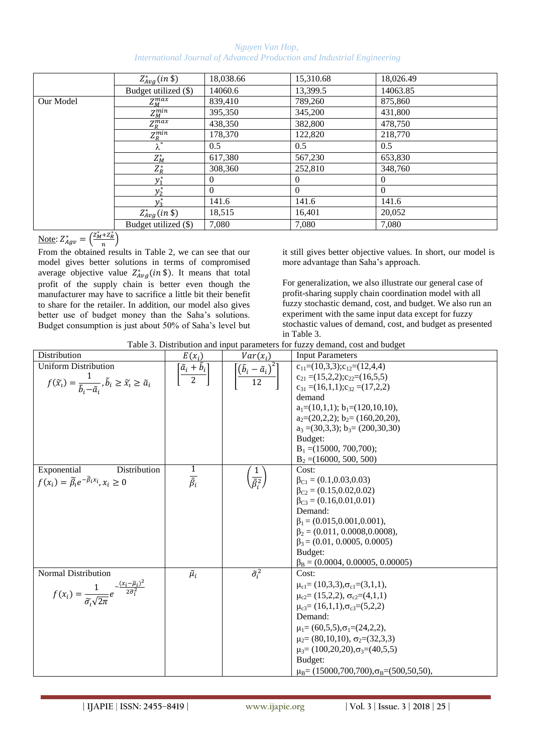|  | $Z^*_{Avg}(in\ \$)$ | 18,038.66 | 15,310.68 | 18,026.49 |
|---|---|---|---|---|
|  | Budget utilized ($) | 14060.6 | 13,399.5 | 14063.85 |
| Our Model | $Z_M^{max}$ | 839,410 | 789,260 | 875,860 |
|  | $Z_M^{min}$ | 395,350 | 345,200 | 431,800 |
|  | $Z_R^{max}$ | 438,350 | 382,800 | 478,750 |
|  | $Z_R^{min}$ | 178,370 | 122,820 | 218,770 |
|  | $\lambda^*$ | 0.5 | 0.5 | 0.5 |
|  | $Z_M^*$ | 617,380 | 567,230 | 653,830 |
|  | $Z_R^*$ | 308,360 | 252,810 | 348,760 |
|  | $y_1^*$ | 0 | 0 | 0 |
|  | $y_2^*$ | 0 | 0 | 0 |
|  | $y_3^*$ | 141.6 | 141.6 | 141.6 |
|  | $Z^*_{Avg}(in\ \$)$ | 18,515 | 16,401 | 20,052 |
|  | Budget utilized ($) | 7,080 | 7,080 | 7,080 |

Note: $Z^*_{Agv} = \left(\frac{Z_M^* + Z_R^*}{n}\right)$

From the obtained results in Table 2, we can see that our model gives better solutions in terms of compromised average objective value $Z^*_{Avg}(in\ \$)$. It means that total profit of the supply chain is better even though the manufacturer may have to sacrifice a little bit their benefit to share for the retailer. In addition, our model also gives better use of budget money than the Saha's solutions. Budget consumption is just about 50% of Saha's level but it still gives better objective values. In short, our model is more advantage than Saha's approach.

For generalization, we also illustrate our general case of profit-sharing supply chain coordination model with all fuzzy stochastic demand, cost, and budget. We also run an experiment with the same input data except for fuzzy stochastic values of demand, cost, and budget as presented in Table 3.

Table 3. Distribution and input parameters for fuzzy demand, cost and budget

| Distribution | $E(x_i)$ | $Var(x_i)$ | Input Parameters |
|---|---|---|---|
| Uniform Distribution $f(\tilde{x}_i) = \frac{1}{\tilde{b}_i - \tilde{a}_i}, \tilde{b}_i \geq \tilde{x}_i \geq \tilde{a}_i$ | $\left[\frac{\tilde{a}_i + \tilde{b}_i}{2}\right]$ | $\left[\frac{\left(\tilde{b}_i - \tilde{a}_i\right)^2}{12}\right]$ | $c_{11}$=(10,3,3); $c_{12}$=(12,4,4)<br>$c_{21}$=(15,2,2); $c_{22}$=(16,5,5)<br>$c_{31}$=(16,1,1); $c_{32}$=(17,2,2)<br>demand<br>$a_1$=(10,1,1); $b_1$=(120,10,10),<br>$a_2$=(20,2,2); $b_2$=(160,20,20),<br>$a_3$=(30,3,3); $b_3$=(200,30,30)<br>Budget:<br>$B_1$=(15000, 700,700);<br>$B_2$=(16000, 500, 500) |
| Exponential Distribution $f(x_i) = \tilde{\beta}_i e^{-\tilde{\beta}_i x_i}, x_i \geq 0$ | $\frac{1}{\tilde{\beta}_i}$ | $\left(\frac{1}{\tilde{\beta}_i^2}\right)$ | Cost:<br>$\beta_{C1}$ = (0.1,0.03,0.03)<br>$\beta_{C2}$ = (0.15,0.02,0.02)<br>$\beta_{C3}$ = (0.16,0.01,0.01)<br>Demand:<br>$\beta_1$ = (0.015,0.001,0.001),<br>$\beta_2$ = (0.011, 0.0008,0.0008),<br>$\beta_3$ = (0.01, 0.0005, 0.0005)<br>Budget:<br>$\beta_B$ = (0.0004, 0.00005, 0.00005) |
| Normal Distribution $f(x_i) = \frac{1}{\tilde{\sigma}_i\sqrt{2\pi}} e^{-\frac{(x_i - \tilde{\mu}_i)^2}{2\tilde{\sigma}_i^2}}$ | $\tilde{\mu}_i$ | $\tilde{\sigma}_i^2$ | Cost:<br>$\mu_{c1}$= (10,3,3), $\sigma_{c1}$=(3,1,1),<br>$\mu_{c2}$= (15,2,2), $\sigma_{c2}$=(4,1,1)<br>$\mu_{c3}$= (16,1,1), $\sigma_{c3}$=(5,2,2)<br>Demand:<br>$\mu_1$= (60,5,5), $\sigma_1$=(24,2,2),<br>$\mu_2$= (80,10,10), $\sigma_2$=(32,3,3)<br>$\mu_3$= (100,20,20), $\sigma_3$=(40,5,5)<br>Budget:<br>$\mu_B$= (15000,700,700), $\sigma_B$=(500,50,50), |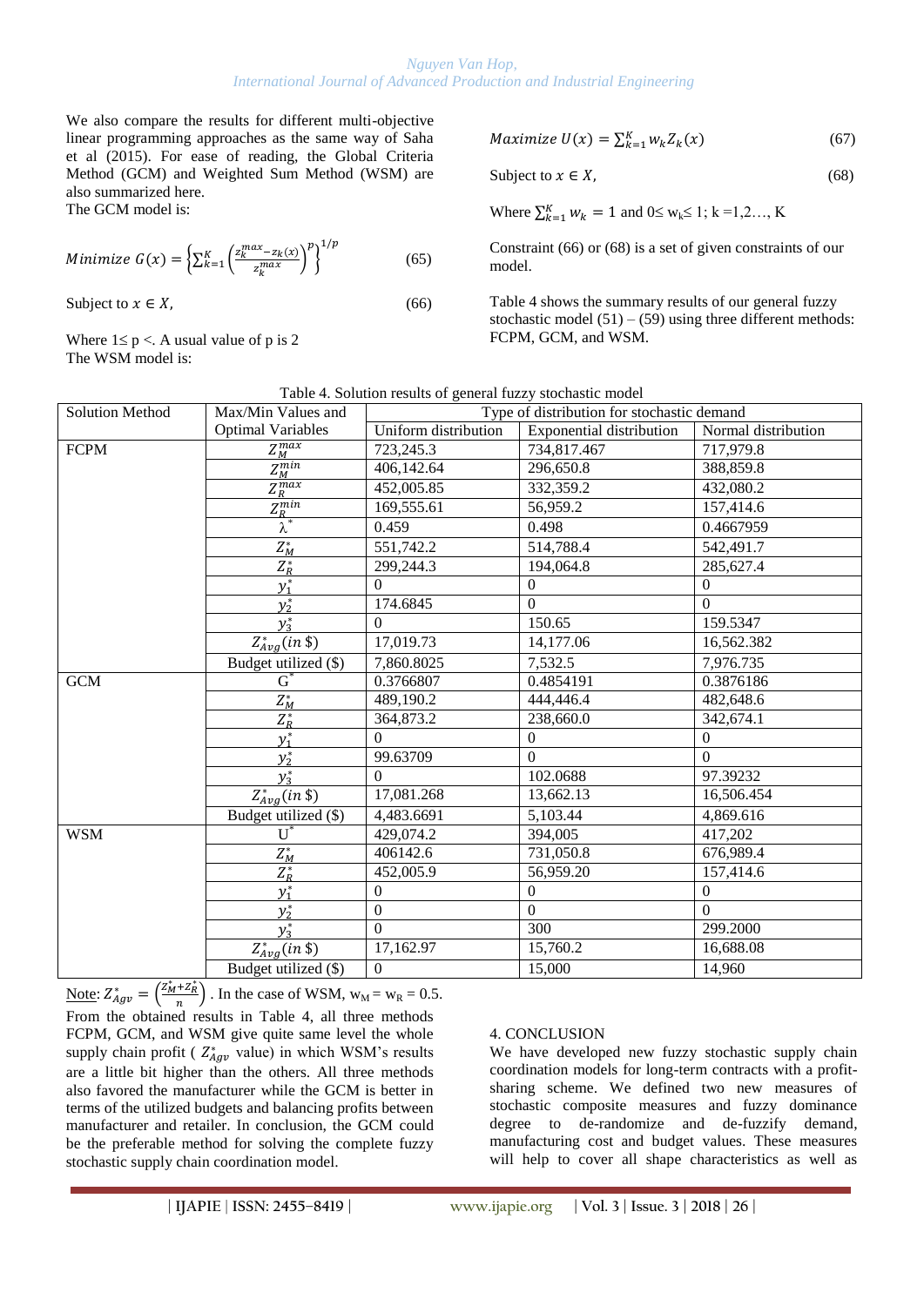We also compare the results for different multi-objective linear programming approaches as the same way of Saha et al (2015). For ease of reading, the Global Criteria Method (GCM) and Weighted Sum Method (WSM) are also summarized here.

The GCM model is:

$$Minimize\ G(x) = \left\{\sum_{k=1}^{K}\left(\frac{z_k^{max} - z_k(x)}{z_k^{max}}\right)^p\right\}^{1/p} \tag{65}$$

Subject to $x \in X$, (66)

Where $1 \leq p <$. A usual value of p is 2

The WSM model is:

$$Maximize\ U(x) = \sum_{k=1}^{K} w_k Z_k(x) \tag{67}$$

Subject to $x \in X$, (68)

Where $\sum_{k=1}^{K} w_k = 1$ and $0 \leq w_k \leq 1$; k =1,2…, K

Constraint (66) or (68) is a set of given constraints of our model.

Table 4 shows the summary results of our general fuzzy stochastic model (51) – (59) using three different methods: FCPM, GCM, and WSM.

Table 4. Solution results of general fuzzy stochastic model

| Solution Method | Max/Min Values and Optimal Variables | Type of distribution for stochastic demand | | |
|---|---|---|---|---|
| | | Uniform distribution | Exponential distribution | Normal distribution |
| FCPM | $Z_M^{max}$ | 723,245.3 | 734,817.467 | 717,979.8 |
| | $Z_M^{min}$ | 406,142.64 | 296,650.8 | 388,859.8 |
| | $Z_R^{max}$ | 452,005.85 | 332,359.2 | 432,080.2 |
| | $Z_R^{min}$ | 169,555.61 | 56,959.2 | 157,414.6 |
| | $\lambda^*$ | 0.459 | 0.498 | 0.4667959 |
| | $Z_M^*$ | 551,742.2 | 514,788.4 | 542,491.7 |
| | $Z_R^*$ | 299,244.3 | 194,064.8 | 285,627.4 |
| | $y_1^*$ | 0 | 0 | 0 |
| | $y_2^*$ | 174.6845 | 0 | 0 |
| | $y_3^*$ | 0 | 150.65 | 159.5347 |
| | $Z_{Avg}^*(in\ \$)$ | 17,019.73 | 14,177.06 | 16,562.382 |
| | Budget utilized ($) | 7,860.8025 | 7,532.5 | 7,976.735 |
| GCM | $G^*$ | 0.3766807 | 0.4854191 | 0.3876186 |
| | $Z_M^*$ | 489,190.2 | 444,446.4 | 482,648.6 |
| | $Z_R^*$ | 364,873.2 | 238,660.0 | 342,674.1 |
| | $y_1^*$ | 0 | 0 | 0 |
| | $y_2^*$ | 99.63709 | 0 | 0 |
| | $y_3^*$ | 0 | 102.0688 | 97.39232 |
| | $Z_{Avg}^*(in\ \$)$ | 17,081.268 | 13,662.13 | 16,506.454 |
| | Budget utilized ($) | 4,483.6691 | 5,103.44 | 4,869.616 |
| WSM | $U^*$ | 429,074.2 | 394,005 | 417,202 |
| | $Z_M^*$ | 406142.6 | 731,050.8 | 676,989.4 |
| | $Z_R^*$ | 452,005.9 | 56,959.20 | 157,414.6 |
| | $y_1^*$ | 0 | 0 | 0 |
| | $y_2^*$ | 0 | 0 | 0 |
| | $y_3^*$ | 0 | 300 | 299.2000 |
| | $Z_{Avg}^*(in\ \$)$ | 17,162.97 | 15,760.2 | 16,688.08 |
| | Budget utilized ($) | 0 | 15,000 | 14,960 |

Note: $Z_{Agv}^* = \left(\frac{Z_M^* + Z_R^*}{n}\right)$. In the case of WSM, $w_M = w_R = 0.5$.

From the obtained results in Table 4, all three methods FCPM, GCM, and WSM give quite same level the whole supply chain profit ( $Z_{Agv}^*$ value) in which WSM's results are a little bit higher than the others. All three methods also favored the manufacturer while the GCM is better in terms of the utilized budgets and balancing profits between manufacturer and retailer. In conclusion, the GCM could be the preferable method for solving the complete fuzzy stochastic supply chain coordination model.

## 4. CONCLUSION

We have developed new fuzzy stochastic supply chain coordination models for long-term contracts with a profit-sharing scheme. We defined two new measures of stochastic composite measures and fuzzy dominance degree to de-randomize and de-fuzzify demand, manufacturing cost and budget values. These measures will help to cover all shape characteristics as well as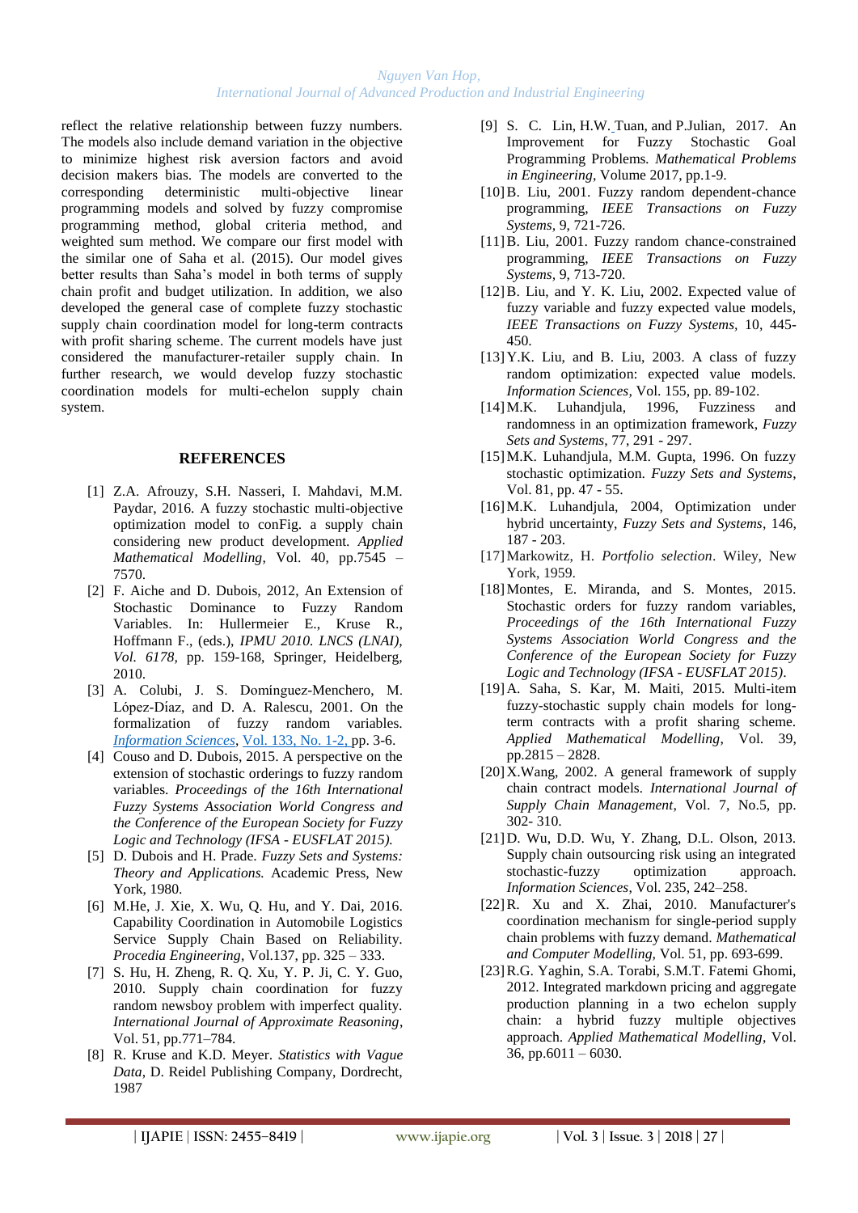reflect the relative relationship between fuzzy numbers. The models also include demand variation in the objective to minimize highest risk aversion factors and avoid decision makers bias. The models are converted to the corresponding deterministic multi-objective linear programming models and solved by fuzzy compromise programming method, global criteria method, and weighted sum method. We compare our first model with the similar one of Saha et al. (2015). Our model gives better results than Saha's model in both terms of supply chain profit and budget utilization. In addition, we also developed the general case of complete fuzzy stochastic supply chain coordination model for long-term contracts with profit sharing scheme. The current models have just considered the manufacturer-retailer supply chain. In further research, we would develop fuzzy stochastic coordination models for multi-echelon supply chain system.

## REFERENCES

[1] Z.A. Afrouzy, S.H. Nasseri, I. Mahdavi, M.M. Paydar, 2016. A fuzzy stochastic multi-objective optimization model to conFig. a supply chain considering new product development. *Applied Mathematical Modelling*, Vol. 40, pp.7545 – 7570.

[2] F. Aiche and D. Dubois, 2012, An Extension of Stochastic Dominance to Fuzzy Random Variables. In: Hullermeier E., Kruse R., Hoffmann F., (eds.), *IPMU 2010. LNCS (LNAI), Vol. 6178,* pp. 159-168, Springer, Heidelberg, 2010.

[3] A. Colubi, J. S. Domínguez-Menchero, M. López-Díaz, and D. A. Ralescu, 2001. On the formalization of fuzzy random variables. *Information Sciences*, Vol. 133, No. 1-2, pp. 3-6.

[4] Couso and D. Dubois, 2015. A perspective on the extension of stochastic orderings to fuzzy random variables. *Proceedings of the 16th International Fuzzy Systems Association World Congress and the Conference of the European Society for Fuzzy Logic and Technology (IFSA - EUSFLAT 2015).*

[5] D. Dubois and H. Prade. *Fuzzy Sets and Systems: Theory and Applications.* Academic Press, New York, 1980.

[6] M.He, J. Xie, X. Wu, Q. Hu, and Y. Dai, 2016. Capability Coordination in Automobile Logistics Service Supply Chain Based on Reliability. *Procedia Engineering*, Vol.137, pp. 325 – 333.

[7] S. Hu, H. Zheng, R. Q. Xu, Y. P. Ji, C. Y. Guo, 2010. Supply chain coordination for fuzzy random newsboy problem with imperfect quality. *International Journal of Approximate Reasoning*, Vol. 51, pp.771–784.

[8] R. Kruse and K.D. Meyer. *Statistics with Vague Data*, D. Reidel Publishing Company, Dordrecht, 1987

[9] S. C. Lin, H.W. Tuan, and P.Julian, 2017. An Improvement for Fuzzy Stochastic Goal Programming Problems. *Mathematical Problems in Engineering*, Volume 2017, pp.1-9.

[10] B. Liu, 2001. Fuzzy random dependent-chance programming, *IEEE Transactions on Fuzzy Systems*, 9, 721-726.

[11] B. Liu, 2001. Fuzzy random chance-constrained programming, *IEEE Transactions on Fuzzy Systems*, 9, 713-720.

[12] B. Liu, and Y. K. Liu, 2002. Expected value of fuzzy variable and fuzzy expected value models, *IEEE Transactions on Fuzzy Systems*, 10, 445-450.

[13] Y.K. Liu, and B. Liu, 2003. A class of fuzzy random optimization: expected value models. *Information Sciences*, Vol. 155, pp. 89-102.

[14] M.K. Luhandjula, 1996, Fuzziness and randomness in an optimization framework, *Fuzzy Sets and Systems*, 77, 291 - 297.

[15] M.K. Luhandjula, M.M. Gupta, 1996. On fuzzy stochastic optimization. *Fuzzy Sets and Systems*, Vol. 81, pp. 47 - 55.

[16] M.K. Luhandjula, 2004, Optimization under hybrid uncertainty, *Fuzzy Sets and Systems*, 146, 187 - 203.

[17] Markowitz, H. *Portfolio selection*. Wiley, New York, 1959.

[18] Montes, E. Miranda, and S. Montes, 2015. Stochastic orders for fuzzy random variables, *Proceedings of the 16th International Fuzzy Systems Association World Congress and the Conference of the European Society for Fuzzy Logic and Technology (IFSA - EUSFLAT 2015)*.

[19] A. Saha, S. Kar, M. Maiti, 2015. Multi-item fuzzy-stochastic supply chain models for long-term contracts with a profit sharing scheme. *Applied Mathematical Modelling*, Vol. 39, pp.2815 – 2828.

[20] X.Wang, 2002. A general framework of supply chain contract models. *International Journal of Supply Chain Management*, Vol. 7, No.5, pp. 302- 310.

[21] D. Wu, D.D. Wu, Y. Zhang, D.L. Olson, 2013. Supply chain outsourcing risk using an integrated stochastic-fuzzy optimization approach. *Information Sciences*, Vol. 235, 242–258.

[22] R. Xu and X. Zhai, 2010. Manufacturer's coordination mechanism for single-period supply chain problems with fuzzy demand. *Mathematical and Computer Modelling*, Vol. 51, pp. 693-699.

[23] R.G. Yaghin, S.A. Torabi, S.M.T. Fatemi Ghomi, 2012. Integrated markdown pricing and aggregate production planning in a two echelon supply chain: a hybrid fuzzy multiple objectives approach. *Applied Mathematical Modelling*, Vol. 36, pp.6011 – 6030.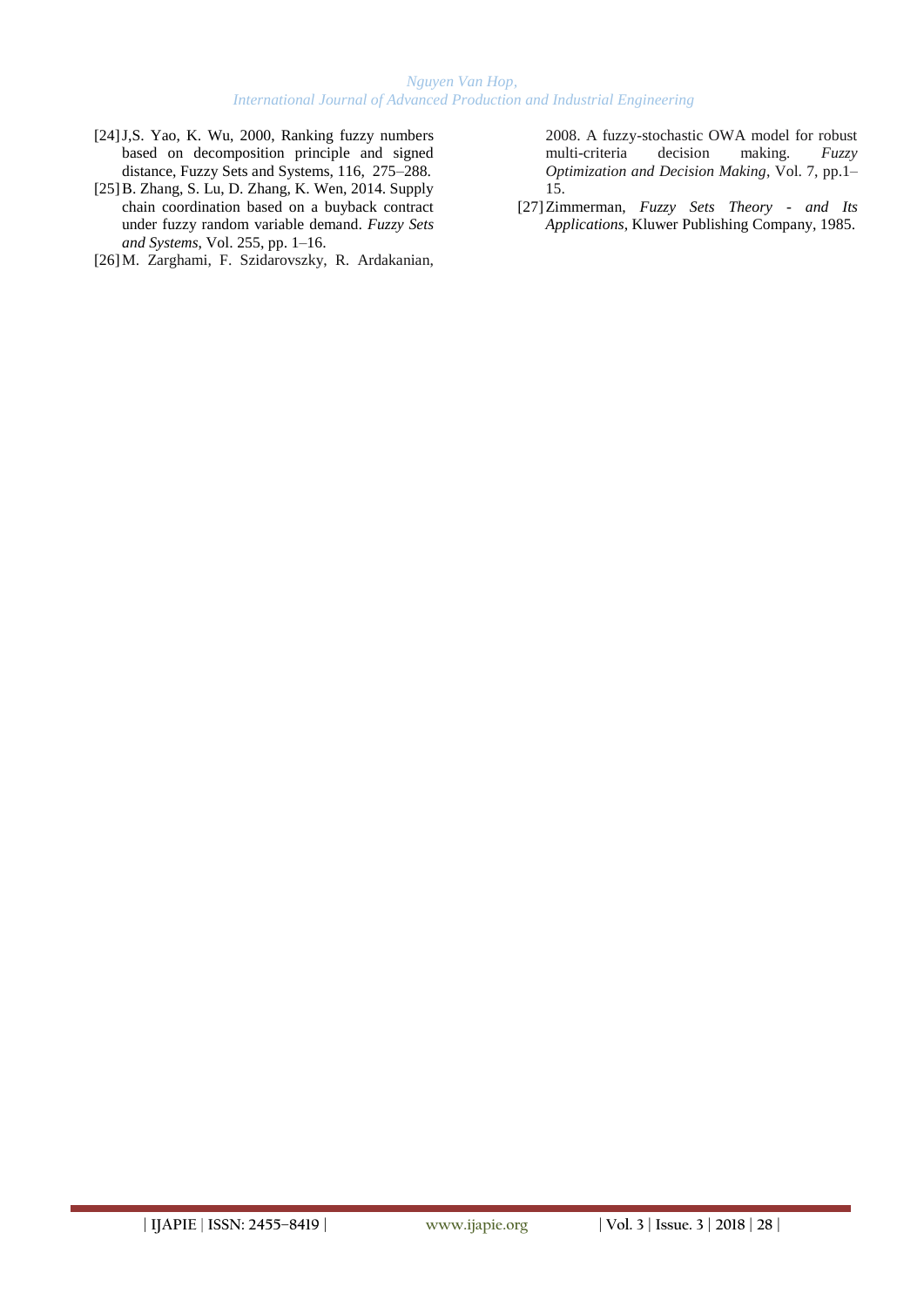[24] J,S. Yao, K. Wu, 2000, Ranking fuzzy numbers based on decomposition principle and signed distance, Fuzzy Sets and Systems, 116, 275–288.

[25] B. Zhang, S. Lu, D. Zhang, K. Wen, 2014. Supply chain coordination based on a buyback contract under fuzzy random variable demand. *Fuzzy Sets and Systems*, Vol. 255, pp. 1–16.

[26] M. Zarghami, F. Szidarovszky, R. Ardakanian, 2008. A fuzzy-stochastic OWA model for robust multi-criteria decision making. *Fuzzy Optimization and Decision Making*, Vol. 7, pp.1–15.

[27] Zimmerman, *Fuzzy Sets Theory - and Its Applications*, Kluwer Publishing Company, 1985.